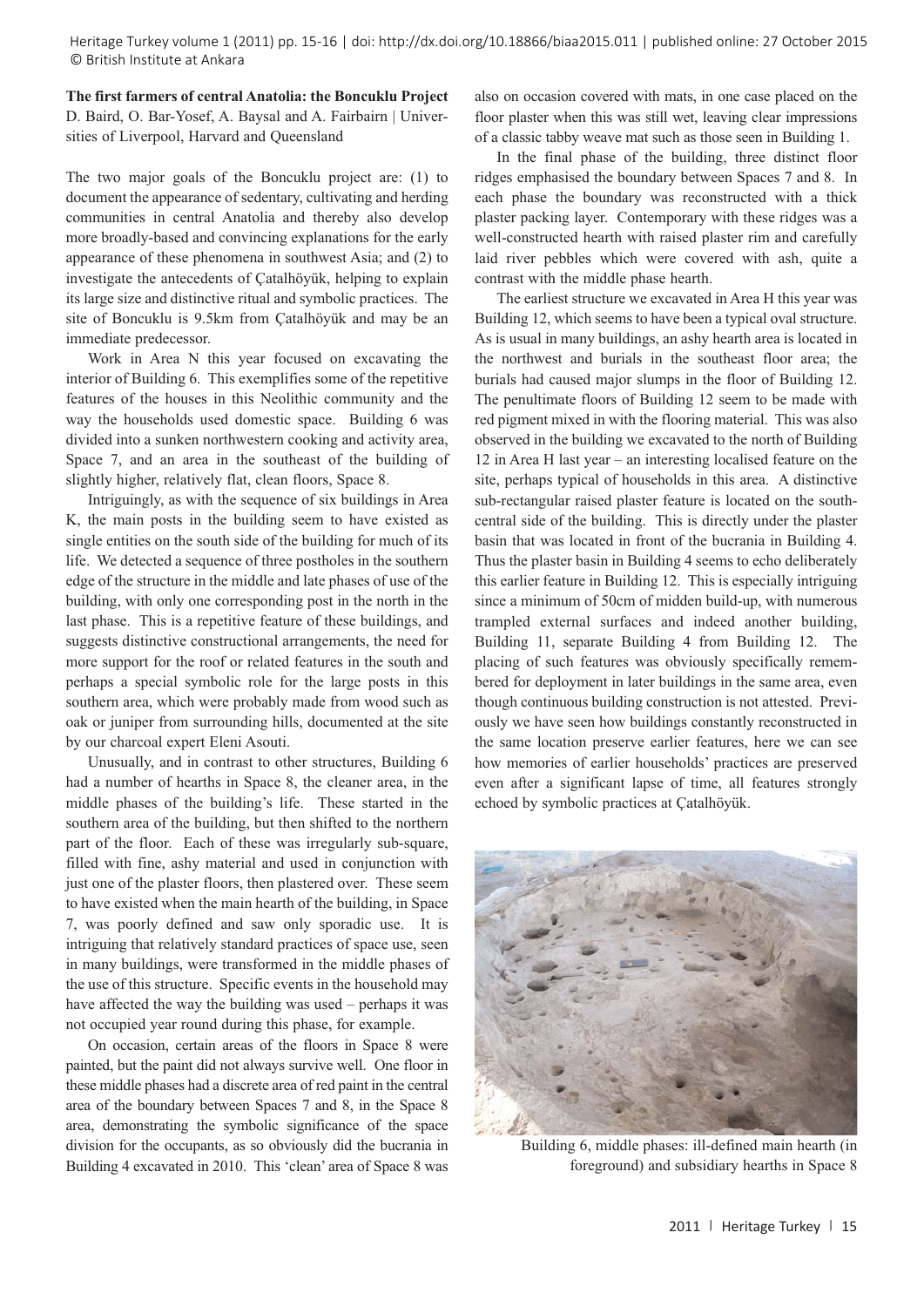**The first farmers of central Anatolia: the Boncuklu Project**
D. Baird, O. Bar-Yosef, A. Baysal and A. Fairbairn | Universities of Liverpool, Harvard and Queensland

The two major goals of the Boncuklu project are: (1) to document the appearance of sedentary, cultivating and herding communities in central Anatolia and thereby also develop more broadly-based and convincing explanations for the early appearance of these phenomena in southwest Asia; and (2) to investigate the antecedents of Çatalhöyük, helping to explain its large size and distinctive ritual and symbolic practices. The site of Boncuklu is 9.5km from Çatalhöyük and may be an immediate predecessor.

Work in Area N this year focused on excavating the interior of Building 6. This exemplifies some of the repetitive features of the houses in this Neolithic community and the way the households used domestic space. Building 6 was divided into a sunken northwestern cooking and activity area, Space 7, and an area in the southeast of the building of slightly higher, relatively flat, clean floors, Space 8.

Intriguingly, as with the sequence of six buildings in Area K, the main posts in the building seem to have existed as single entities on the south side of the building for much of its life. We detected a sequence of three postholes in the southern edge of the structure in the middle and late phases of use of the building, with only one corresponding post in the north in the last phase. This is a repetitive feature of these buildings, and suggests distinctive constructional arrangements, the need for more support for the roof or related features in the south and perhaps a special symbolic role for the large posts in this southern area, which were probably made from wood such as oak or juniper from surrounding hills, documented at the site by our charcoal expert Eleni Asouti.

Unusually, and in contrast to other structures, Building 6 had a number of hearths in Space 8, the cleaner area, in the middle phases of the building's life. These started in the southern area of the building, but then shifted to the northern part of the floor. Each of these was irregularly sub-square, filled with fine, ashy material and used in conjunction with just one of the plaster floors, then plastered over. These seem to have existed when the main hearth of the building, in Space 7, was poorly defined and saw only sporadic use. It is intriguing that relatively standard practices of space use, seen in many buildings, were transformed in the middle phases of the use of this structure. Specific events in the household may have affected the way the building was used – perhaps it was not occupied year round during this phase, for example.

On occasion, certain areas of the floors in Space 8 were painted, but the paint did not always survive well. One floor in these middle phases had a discrete area of red paint in the central area of the boundary between Spaces 7 and 8, in the Space 8 area, demonstrating the symbolic significance of the space division for the occupants, as so obviously did the bucrania in Building 4 excavated in 2010. This 'clean' area of Space 8 was also on occasion covered with mats, in one case placed on the floor plaster when this was still wet, leaving clear impressions of a classic tabby weave mat such as those seen in Building 1.

In the final phase of the building, three distinct floor ridges emphasised the boundary between Spaces 7 and 8. In each phase the boundary was reconstructed with a thick plaster packing layer. Contemporary with these ridges was a well-constructed hearth with raised plaster rim and carefully laid river pebbles which were covered with ash, quite a contrast with the middle phase hearth.

The earliest structure we excavated in Area H this year was Building 12, which seems to have been a typical oval structure. As is usual in many buildings, an ashy hearth area is located in the northwest and burials in the southeast floor area; the burials had caused major slumps in the floor of Building 12. The penultimate floors of Building 12 seem to be made with red pigment mixed in with the flooring material. This was also observed in the building we excavated to the north of Building 12 in Area H last year – an interesting localised feature on the site, perhaps typical of households in this area. A distinctive sub-rectangular raised plaster feature is located on the south-central side of the building. This is directly under the plaster basin that was located in front of the bucrania in Building 4. Thus the plaster basin in Building 4 seems to echo deliberately this earlier feature in Building 12. This is especially intriguing since a minimum of 50cm of midden build-up, with numerous trampled external surfaces and indeed another building, Building 11, separate Building 4 from Building 12. The placing of such features was obviously specifically remembered for deployment in later buildings in the same area, even though continuous building construction is not attested. Previously we have seen how buildings constantly reconstructed in the same location preserve earlier features, here we can see how memories of earlier households' practices are preserved even after a significant lapse of time, all features strongly echoed by symbolic practices at Çatalhöyük.

Building 6, middle phases: ill-defined main hearth (in foreground) and subsidiary hearths in Space 8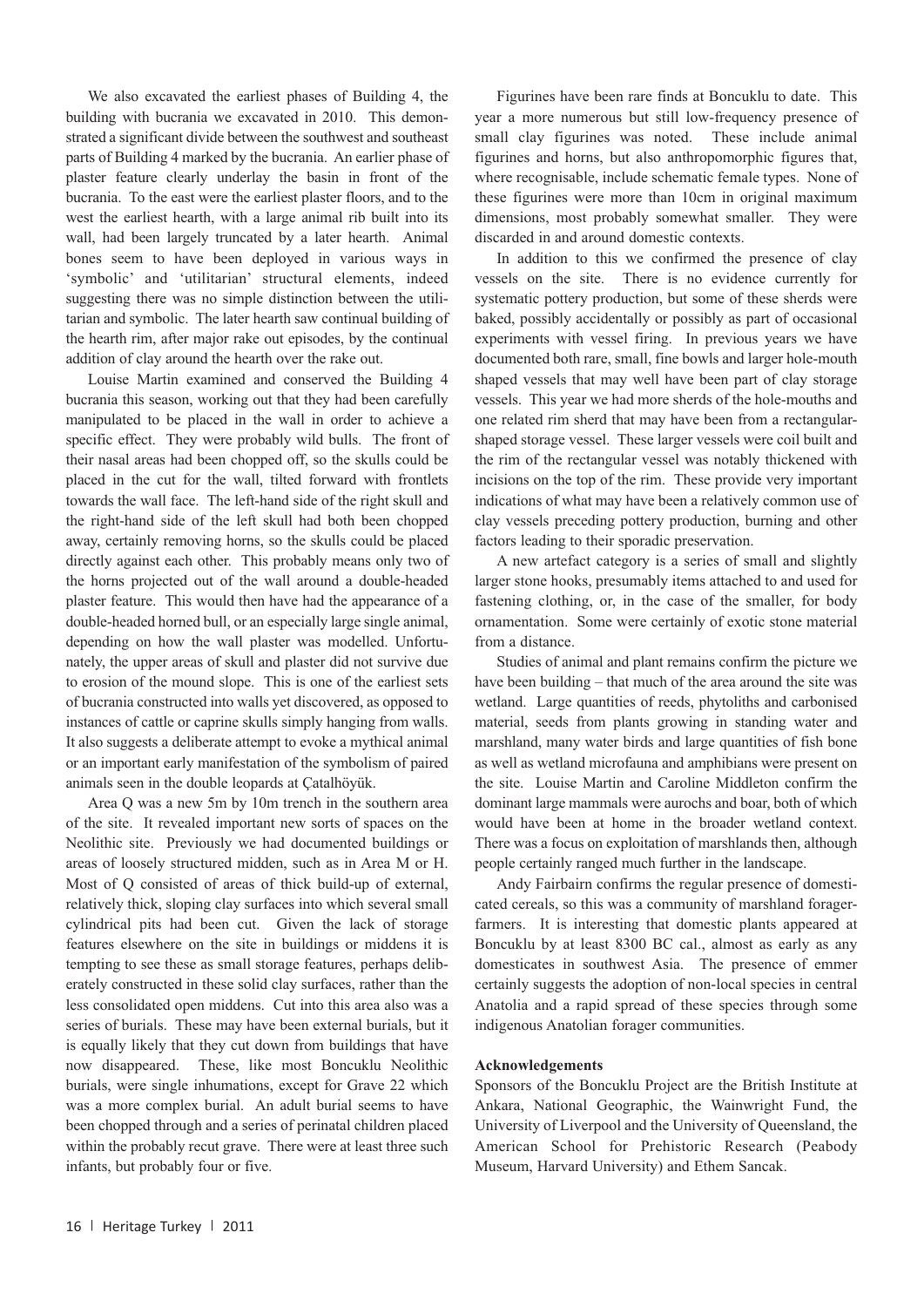We also excavated the earliest phases of Building 4, the building with bucrania we excavated in 2010. This demonstrated a significant divide between the southwest and southeast parts of Building 4 marked by the bucrania. An earlier phase of plaster feature clearly underlay the basin in front of the bucrania. To the east were the earliest plaster floors, and to the west the earliest hearth, with a large animal rib built into its wall, had been largely truncated by a later hearth. Animal bones seem to have been deployed in various ways in 'symbolic' and 'utilitarian' structural elements, indeed suggesting there was no simple distinction between the utilitarian and symbolic. The later hearth saw continual building of the hearth rim, after major rake out episodes, by the continual addition of clay around the hearth over the rake out.

Louise Martin examined and conserved the Building 4 bucrania this season, working out that they had been carefully manipulated to be placed in the wall in order to achieve a specific effect. They were probably wild bulls. The front of their nasal areas had been chopped off, so the skulls could be placed in the cut for the wall, tilted forward with frontlets towards the wall face. The left-hand side of the right skull and the right-hand side of the left skull had both been chopped away, certainly removing horns, so the skulls could be placed directly against each other. This probably means only two of the horns projected out of the wall around a double-headed plaster feature. This would then have had the appearance of a double-headed horned bull, or an especially large single animal, depending on how the wall plaster was modelled. Unfortunately, the upper areas of skull and plaster did not survive due to erosion of the mound slope. This is one of the earliest sets of bucrania constructed into walls yet discovered, as opposed to instances of cattle or caprine skulls simply hanging from walls. It also suggests a deliberate attempt to evoke a mythical animal or an important early manifestation of the symbolism of paired animals seen in the double leopards at Çatalhöyük.

Area Q was a new 5m by 10m trench in the southern area of the site. It revealed important new sorts of spaces on the Neolithic site. Previously we had documented buildings or areas of loosely structured midden, such as in Area M or H. Most of Q consisted of areas of thick build-up of external, relatively thick, sloping clay surfaces into which several small cylindrical pits had been cut. Given the lack of storage features elsewhere on the site in buildings or middens it is tempting to see these as small storage features, perhaps deliberately constructed in these solid clay surfaces, rather than the less consolidated open middens. Cut into this area also was a series of burials. These may have been external burials, but it is equally likely that they cut down from buildings that have now disappeared. These, like most Boncuklu Neolithic burials, were single inhumations, except for Grave 22 which was a more complex burial. An adult burial seems to have been chopped through and a series of perinatal children placed within the probably recut grave. There were at least three such infants, but probably four or five.

Figurines have been rare finds at Boncuklu to date. This year a more numerous but still low-frequency presence of small clay figurines was noted. These include animal figurines and horns, but also anthropomorphic figures that, where recognisable, include schematic female types. None of these figurines were more than 10cm in original maximum dimensions, most probably somewhat smaller. They were discarded in and around domestic contexts.

In addition to this we confirmed the presence of clay vessels on the site. There is no evidence currently for systematic pottery production, but some of these sherds were baked, possibly accidentally or possibly as part of occasional experiments with vessel firing. In previous years we have documented both rare, small, fine bowls and larger hole-mouth shaped vessels that may well have been part of clay storage vessels. This year we had more sherds of the hole-mouths and one related rim sherd that may have been from a rectangular-shaped storage vessel. These larger vessels were coil built and the rim of the rectangular vessel was notably thickened with incisions on the top of the rim. These provide very important indications of what may have been a relatively common use of clay vessels preceding pottery production, burning and other factors leading to their sporadic preservation.

A new artefact category is a series of small and slightly larger stone hooks, presumably items attached to and used for fastening clothing, or, in the case of the smaller, for body ornamentation. Some were certainly of exotic stone material from a distance.

Studies of animal and plant remains confirm the picture we have been building – that much of the area around the site was wetland. Large quantities of reeds, phytoliths and carbonised material, seeds from plants growing in standing water and marshland, many water birds and large quantities of fish bone as well as wetland microfauna and amphibians were present on the site. Louise Martin and Caroline Middleton confirm the dominant large mammals were aurochs and boar, both of which would have been at home in the broader wetland context. There was a focus on exploitation of marshlands then, although people certainly ranged much further in the landscape.

Andy Fairbairn confirms the regular presence of domesticated cereals, so this was a community of marshland forager-farmers. It is interesting that domestic plants appeared at Boncuklu by at least 8300 BC cal., almost as early as any domesticates in southwest Asia. The presence of emmer certainly suggests the adoption of non-local species in central Anatolia and a rapid spread of these species through some indigenous Anatolian forager communities.

**Acknowledgements**

Sponsors of the Boncuklu Project are the British Institute at Ankara, National Geographic, the Wainwright Fund, the University of Liverpool and the University of Queensland, the American School for Prehistoric Research (Peabody Museum, Harvard University) and Ethem Sancak.